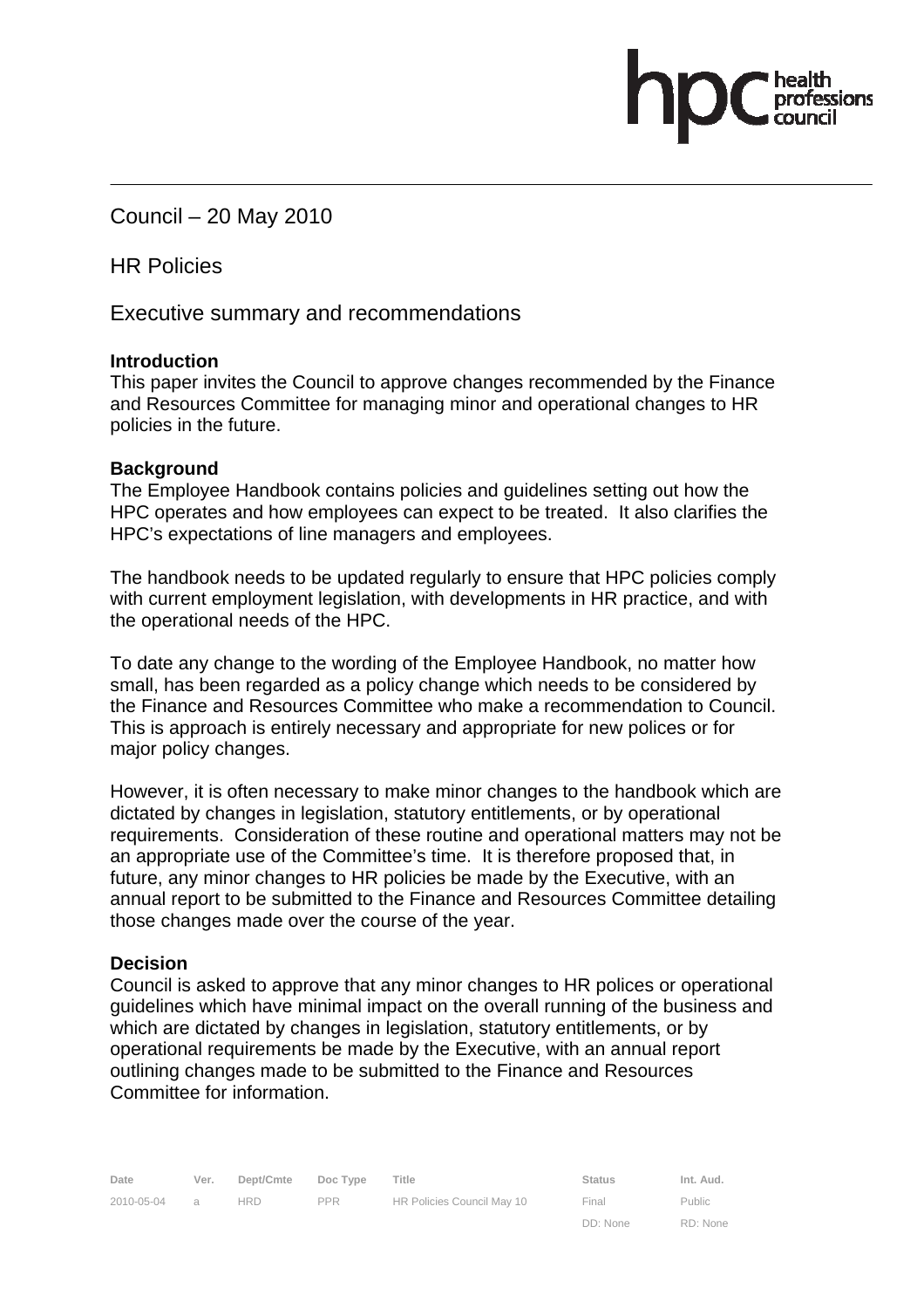Council – 20 May 2010

HR Policies

Executive summary and recommendations

**Introduction**
This paper invites the Council to approve changes recommended by the Finance and Resources Committee for managing minor and operational changes to HR policies in the future.

**Background**
The Employee Handbook contains policies and guidelines setting out how the HPC operates and how employees can expect to be treated. It also clarifies the HPC's expectations of line managers and employees.

The handbook needs to be updated regularly to ensure that HPC policies comply with current employment legislation, with developments in HR practice, and with the operational needs of the HPC.

To date any change to the wording of the Employee Handbook, no matter how small, has been regarded as a policy change which needs to be considered by the Finance and Resources Committee who make a recommendation to Council. This is approach is entirely necessary and appropriate for new polices or for major policy changes.

However, it is often necessary to make minor changes to the handbook which are dictated by changes in legislation, statutory entitlements, or by operational requirements. Consideration of these routine and operational matters may not be an appropriate use of the Committee's time. It is therefore proposed that, in future, any minor changes to HR policies be made by the Executive, with an annual report to be submitted to the Finance and Resources Committee detailing those changes made over the course of the year.

**Decision**
Council is asked to approve that any minor changes to HR polices or operational guidelines which have minimal impact on the overall running of the business and which are dictated by changes in legislation, statutory entitlements, or by operational requirements be made by the Executive, with an annual report outlining changes made to be submitted to the Finance and Resources Committee for information.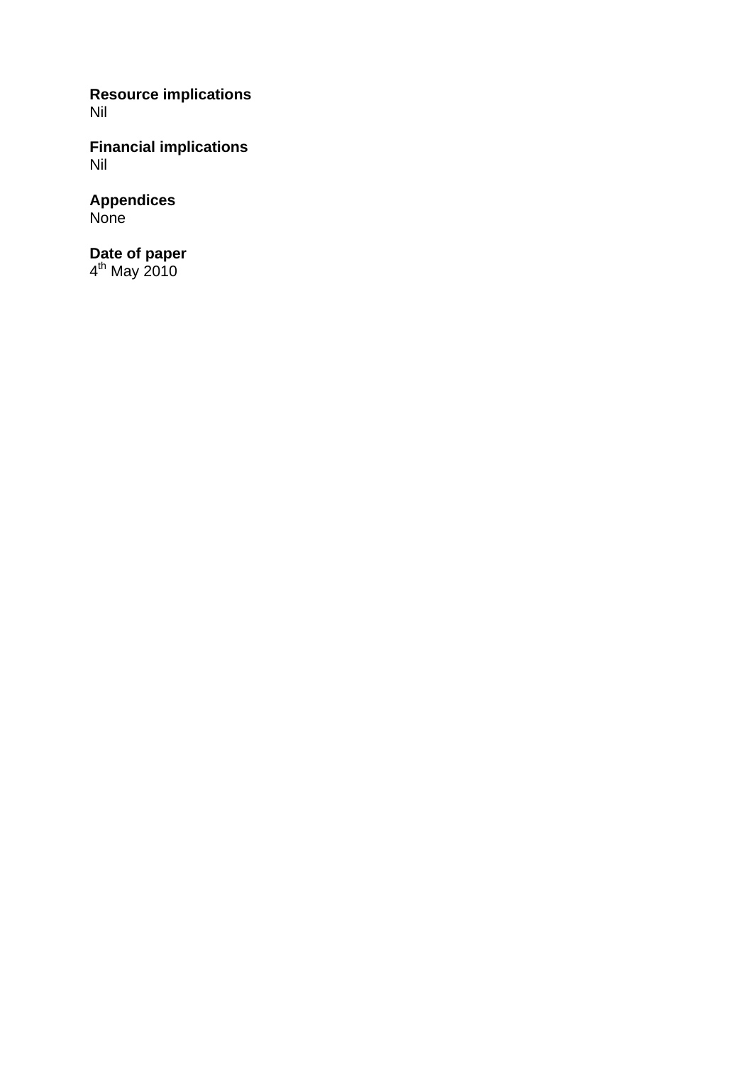**Resource implications**
Nil

**Financial implications**
Nil

**Appendices**
None

**Date of paper**
4th May 2010